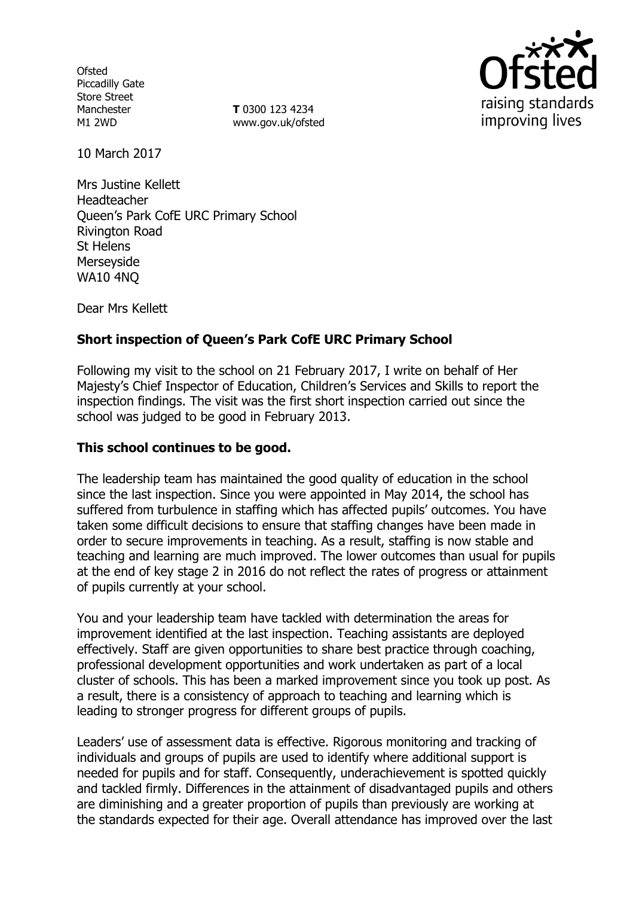Ofsted
Piccadilly Gate
Store Street
Manchester
M1 2WD

**T** 0300 123 4234
www.gov.uk/ofsted

raising standards improving lives

10 March 2017

Mrs Justine Kellett
Headteacher
Queen's Park CofE URC Primary School
Rivington Road
St Helens
Merseyside
WA10 4NQ

Dear Mrs Kellett

**Short inspection of Queen's Park CofE URC Primary School**

Following my visit to the school on 21 February 2017, I write on behalf of Her Majesty's Chief Inspector of Education, Children's Services and Skills to report the inspection findings. The visit was the first short inspection carried out since the school was judged to be good in February 2013.

**This school continues to be good.**

The leadership team has maintained the good quality of education in the school since the last inspection. Since you were appointed in May 2014, the school has suffered from turbulence in staffing which has affected pupils' outcomes. You have taken some difficult decisions to ensure that staffing changes have been made in order to secure improvements in teaching. As a result, staffing is now stable and teaching and learning are much improved. The lower outcomes than usual for pupils at the end of key stage 2 in 2016 do not reflect the rates of progress or attainment of pupils currently at your school.

You and your leadership team have tackled with determination the areas for improvement identified at the last inspection. Teaching assistants are deployed effectively. Staff are given opportunities to share best practice through coaching, professional development opportunities and work undertaken as part of a local cluster of schools. This has been a marked improvement since you took up post. As a result, there is a consistency of approach to teaching and learning which is leading to stronger progress for different groups of pupils.

Leaders' use of assessment data is effective. Rigorous monitoring and tracking of individuals and groups of pupils are used to identify where additional support is needed for pupils and for staff. Consequently, underachievement is spotted quickly and tackled firmly. Differences in the attainment of disadvantaged pupils and others are diminishing and a greater proportion of pupils than previously are working at the standards expected for their age. Overall attendance has improved over the last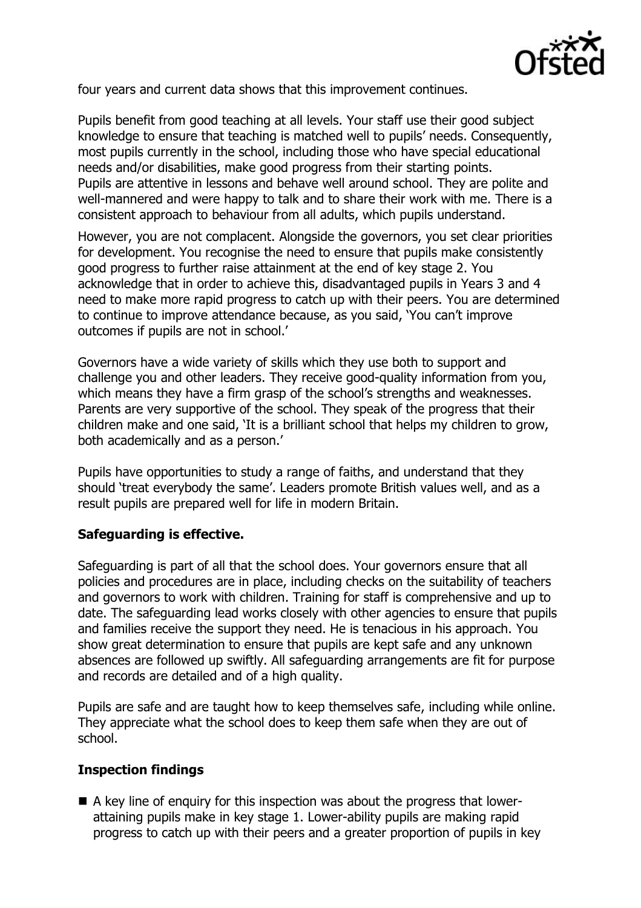four years and current data shows that this improvement continues.

Pupils benefit from good teaching at all levels. Your staff use their good subject knowledge to ensure that teaching is matched well to pupils' needs. Consequently, most pupils currently in the school, including those who have special educational needs and/or disabilities, make good progress from their starting points. Pupils are attentive in lessons and behave well around school. They are polite and well-mannered and were happy to talk and to share their work with me. There is a consistent approach to behaviour from all adults, which pupils understand.

However, you are not complacent. Alongside the governors, you set clear priorities for development. You recognise the need to ensure that pupils make consistently good progress to further raise attainment at the end of key stage 2. You acknowledge that in order to achieve this, disadvantaged pupils in Years 3 and 4 need to make more rapid progress to catch up with their peers. You are determined to continue to improve attendance because, as you said, 'You can't improve outcomes if pupils are not in school.'

Governors have a wide variety of skills which they use both to support and challenge you and other leaders. They receive good-quality information from you, which means they have a firm grasp of the school's strengths and weaknesses. Parents are very supportive of the school. They speak of the progress that their children make and one said, 'It is a brilliant school that helps my children to grow, both academically and as a person.'

Pupils have opportunities to study a range of faiths, and understand that they should 'treat everybody the same'. Leaders promote British values well, and as a result pupils are prepared well for life in modern Britain.

## Safeguarding is effective.

Safeguarding is part of all that the school does. Your governors ensure that all policies and procedures are in place, including checks on the suitability of teachers and governors to work with children. Training for staff is comprehensive and up to date. The safeguarding lead works closely with other agencies to ensure that pupils and families receive the support they need. He is tenacious in his approach. You show great determination to ensure that pupils are kept safe and any unknown absences are followed up swiftly. All safeguarding arrangements are fit for purpose and records are detailed and of a high quality.

Pupils are safe and are taught how to keep themselves safe, including while online. They appreciate what the school does to keep them safe when they are out of school.

## Inspection findings

- A key line of enquiry for this inspection was about the progress that lower-attaining pupils make in key stage 1. Lower-ability pupils are making rapid progress to catch up with their peers and a greater proportion of pupils in key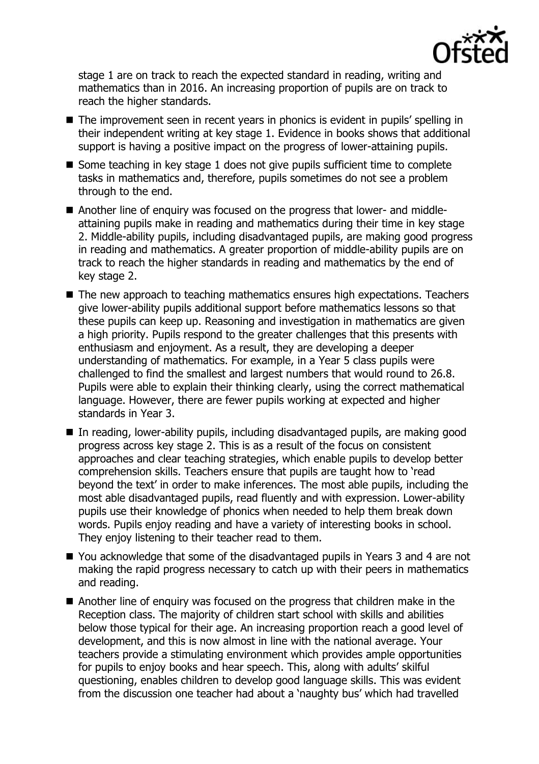stage 1 are on track to reach the expected standard in reading, writing and mathematics than in 2016. An increasing proportion of pupils are on track to reach the higher standards.

- The improvement seen in recent years in phonics is evident in pupils' spelling in their independent writing at key stage 1. Evidence in books shows that additional support is having a positive impact on the progress of lower-attaining pupils.
- Some teaching in key stage 1 does not give pupils sufficient time to complete tasks in mathematics and, therefore, pupils sometimes do not see a problem through to the end.
- Another line of enquiry was focused on the progress that lower- and middle-attaining pupils make in reading and mathematics during their time in key stage 2. Middle-ability pupils, including disadvantaged pupils, are making good progress in reading and mathematics. A greater proportion of middle-ability pupils are on track to reach the higher standards in reading and mathematics by the end of key stage 2.
- The new approach to teaching mathematics ensures high expectations. Teachers give lower-ability pupils additional support before mathematics lessons so that these pupils can keep up. Reasoning and investigation in mathematics are given a high priority. Pupils respond to the greater challenges that this presents with enthusiasm and enjoyment. As a result, they are developing a deeper understanding of mathematics. For example, in a Year 5 class pupils were challenged to find the smallest and largest numbers that would round to 26.8. Pupils were able to explain their thinking clearly, using the correct mathematical language. However, there are fewer pupils working at expected and higher standards in Year 3.
- In reading, lower-ability pupils, including disadvantaged pupils, are making good progress across key stage 2. This is as a result of the focus on consistent approaches and clear teaching strategies, which enable pupils to develop better comprehension skills. Teachers ensure that pupils are taught how to 'read beyond the text' in order to make inferences. The most able pupils, including the most able disadvantaged pupils, read fluently and with expression. Lower-ability pupils use their knowledge of phonics when needed to help them break down words. Pupils enjoy reading and have a variety of interesting books in school. They enjoy listening to their teacher read to them.
- You acknowledge that some of the disadvantaged pupils in Years 3 and 4 are not making the rapid progress necessary to catch up with their peers in mathematics and reading.
- Another line of enquiry was focused on the progress that children make in the Reception class. The majority of children start school with skills and abilities below those typical for their age. An increasing proportion reach a good level of development, and this is now almost in line with the national average. Your teachers provide a stimulating environment which provides ample opportunities for pupils to enjoy books and hear speech. This, along with adults' skilful questioning, enables children to develop good language skills. This was evident from the discussion one teacher had about a 'naughty bus' which had travelled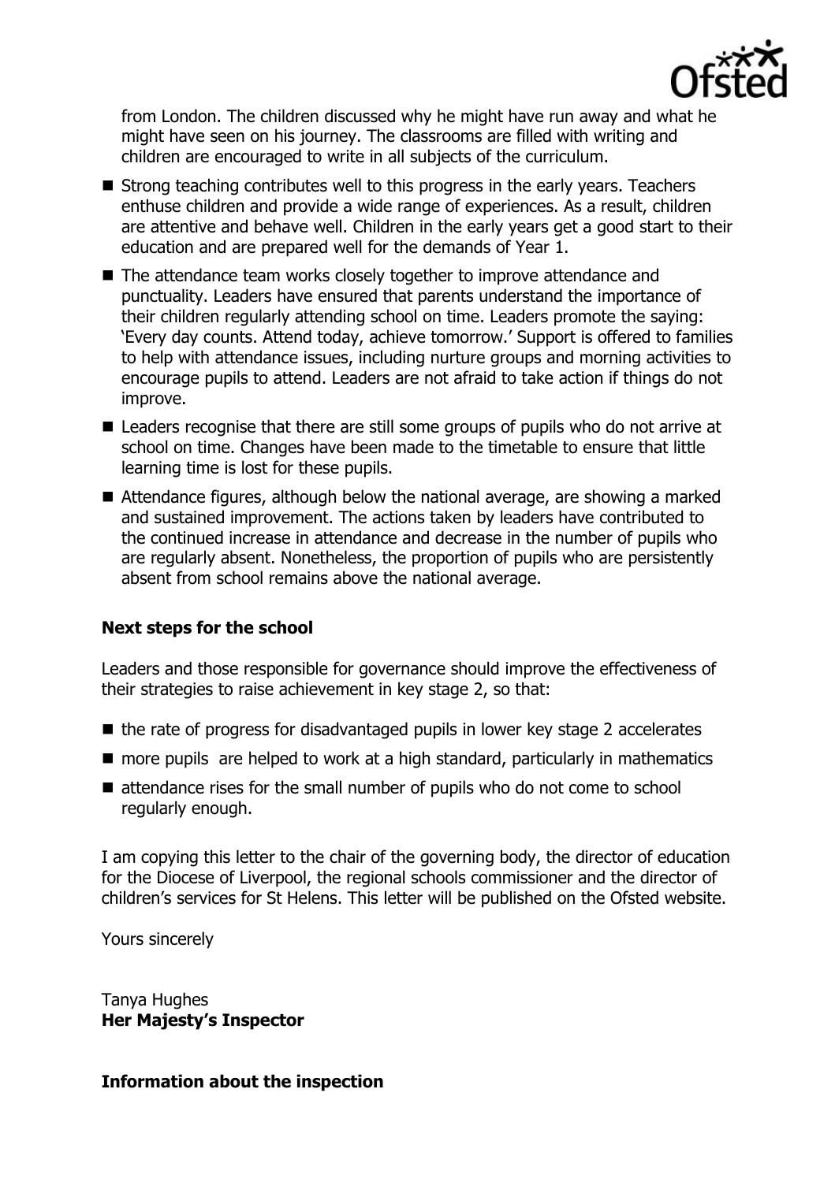from London. The children discussed why he might have run away and what he might have seen on his journey. The classrooms are filled with writing and children are encouraged to write in all subjects of the curriculum.

- Strong teaching contributes well to this progress in the early years. Teachers enthuse children and provide a wide range of experiences. As a result, children are attentive and behave well. Children in the early years get a good start to their education and are prepared well for the demands of Year 1.
- The attendance team works closely together to improve attendance and punctuality. Leaders have ensured that parents understand the importance of their children regularly attending school on time. Leaders promote the saying: 'Every day counts. Attend today, achieve tomorrow.' Support is offered to families to help with attendance issues, including nurture groups and morning activities to encourage pupils to attend. Leaders are not afraid to take action if things do not improve.
- Leaders recognise that there are still some groups of pupils who do not arrive at school on time. Changes have been made to the timetable to ensure that little learning time is lost for these pupils.
- Attendance figures, although below the national average, are showing a marked and sustained improvement. The actions taken by leaders have contributed to the continued increase in attendance and decrease in the number of pupils who are regularly absent. Nonetheless, the proportion of pupils who are persistently absent from school remains above the national average.

## Next steps for the school

Leaders and those responsible for governance should improve the effectiveness of their strategies to raise achievement in key stage 2, so that:

- the rate of progress for disadvantaged pupils in lower key stage 2 accelerates
- more pupils are helped to work at a high standard, particularly in mathematics
- attendance rises for the small number of pupils who do not come to school regularly enough.

I am copying this letter to the chair of the governing body, the director of education for the Diocese of Liverpool, the regional schools commissioner and the director of children's services for St Helens. This letter will be published on the Ofsted website.

Yours sincerely

Tanya Hughes
**Her Majesty's Inspector**

## Information about the inspection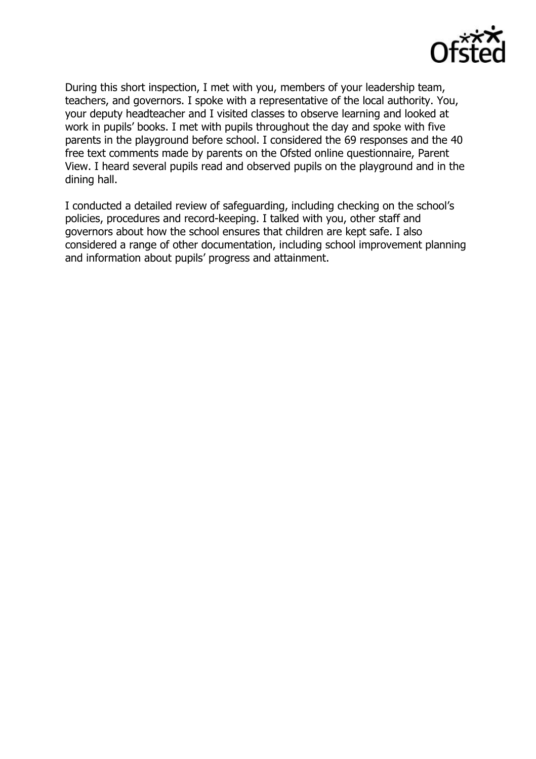During this short inspection, I met with you, members of your leadership team, teachers, and governors. I spoke with a representative of the local authority. You, your deputy headteacher and I visited classes to observe learning and looked at work in pupils' books. I met with pupils throughout the day and spoke with five parents in the playground before school. I considered the 69 responses and the 40 free text comments made by parents on the Ofsted online questionnaire, Parent View. I heard several pupils read and observed pupils on the playground and in the dining hall.

I conducted a detailed review of safeguarding, including checking on the school's policies, procedures and record-keeping. I talked with you, other staff and governors about how the school ensures that children are kept safe. I also considered a range of other documentation, including school improvement planning and information about pupils' progress and attainment.